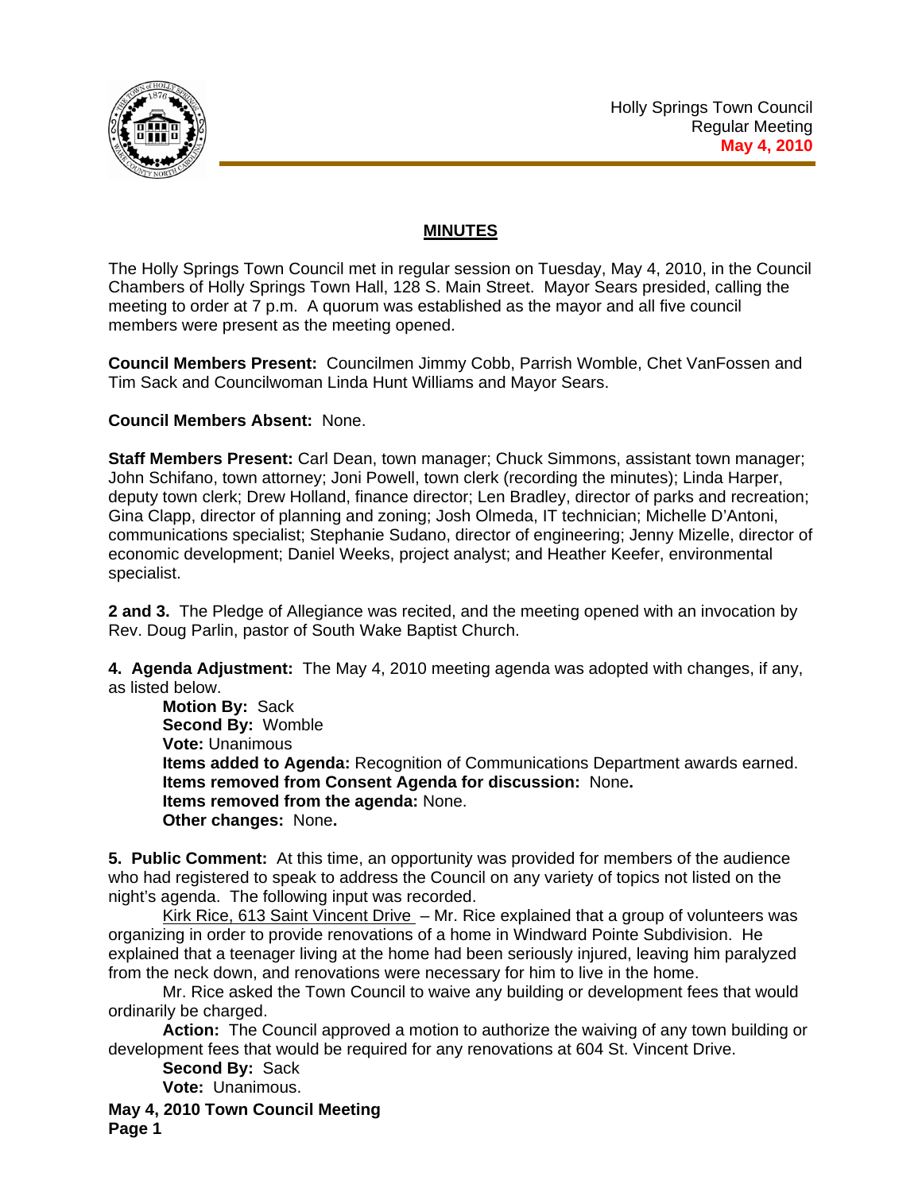Holly Springs Town Council
Regular Meeting
**May 4, 2010**

## MINUTES

The Holly Springs Town Council met in regular session on Tuesday, May 4, 2010, in the Council Chambers of Holly Springs Town Hall, 128 S. Main Street. Mayor Sears presided, calling the meeting to order at 7 p.m. A quorum was established as the mayor and all five council members were present as the meeting opened.

**Council Members Present:** Councilmen Jimmy Cobb, Parrish Womble, Chet VanFossen and Tim Sack and Councilwoman Linda Hunt Williams and Mayor Sears.

**Council Members Absent:** None.

**Staff Members Present:** Carl Dean, town manager; Chuck Simmons, assistant town manager; John Schifano, town attorney; Joni Powell, town clerk (recording the minutes); Linda Harper, deputy town clerk; Drew Holland, finance director; Len Bradley, director of parks and recreation; Gina Clapp, director of planning and zoning; Josh Olmeda, IT technician; Michelle D'Antoni, communications specialist; Stephanie Sudano, director of engineering; Jenny Mizelle, director of economic development; Daniel Weeks, project analyst; and Heather Keefer, environmental specialist.

**2 and 3.** The Pledge of Allegiance was recited, and the meeting opened with an invocation by Rev. Doug Parlin, pastor of South Wake Baptist Church.

**4. Agenda Adjustment:** The May 4, 2010 meeting agenda was adopted with changes, if any, as listed below.

**Motion By:** Sack
**Second By:** Womble
**Vote:** Unanimous
**Items added to Agenda:** Recognition of Communications Department awards earned.
**Items removed from Consent Agenda for discussion:** None**.**
**Items removed from the agenda:** None.
**Other changes:** None**.**

**5. Public Comment:** At this time, an opportunity was provided for members of the audience who had registered to speak to address the Council on any variety of topics not listed on the night's agenda. The following input was recorded.

Kirk Rice, 613 Saint Vincent Drive – Mr. Rice explained that a group of volunteers was organizing in order to provide renovations of a home in Windward Pointe Subdivision. He explained that a teenager living at the home had been seriously injured, leaving him paralyzed from the neck down, and renovations were necessary for him to live in the home.

Mr. Rice asked the Town Council to waive any building or development fees that would ordinarily be charged.

**Action:** The Council approved a motion to authorize the waiving of any town building or development fees that would be required for any renovations at 604 St. Vincent Drive.

**Second By:** Sack
**Vote:** Unanimous.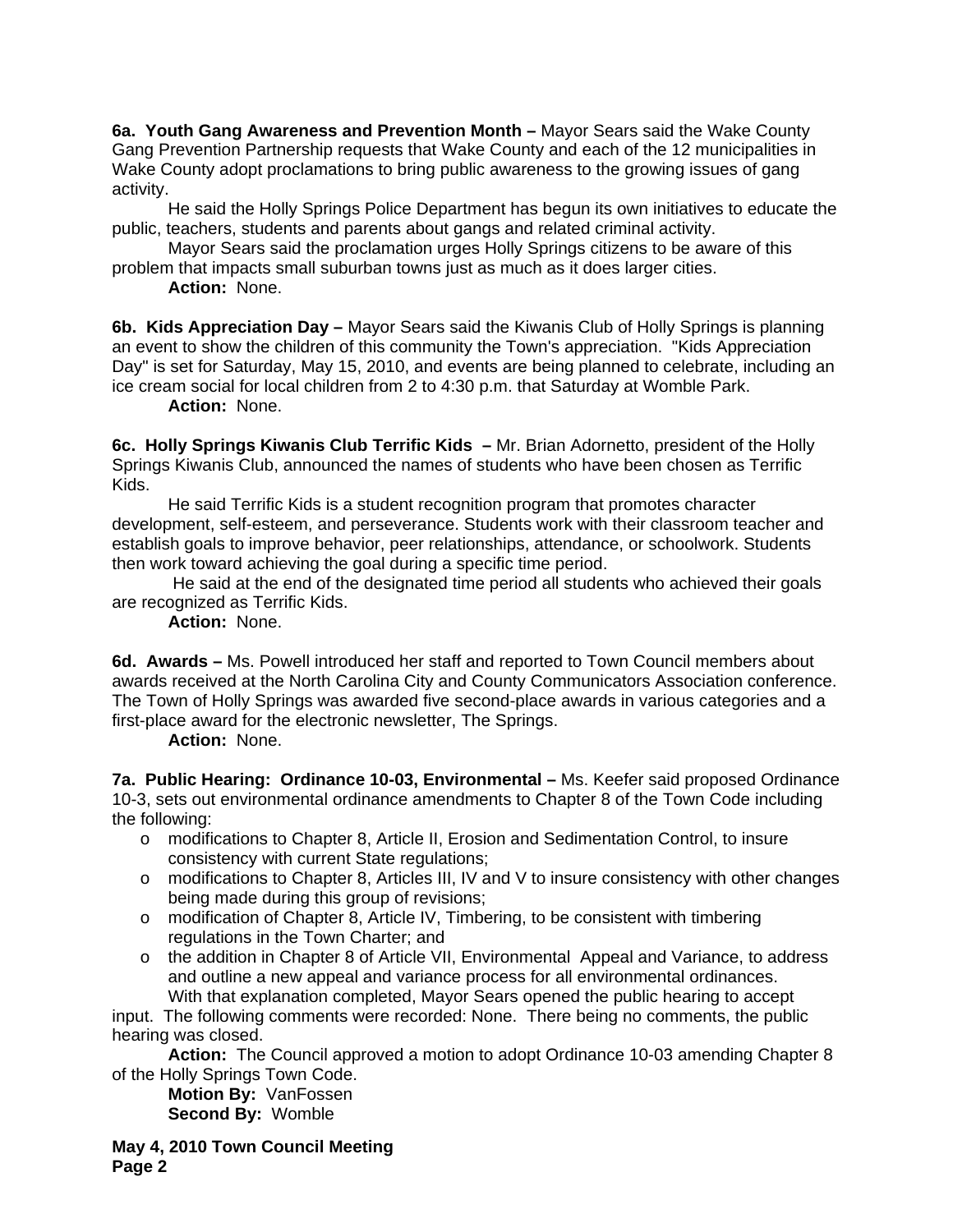**6a. Youth Gang Awareness and Prevention Month –** Mayor Sears said the Wake County Gang Prevention Partnership requests that Wake County and each of the 12 municipalities in Wake County adopt proclamations to bring public awareness to the growing issues of gang activity.

He said the Holly Springs Police Department has begun its own initiatives to educate the public, teachers, students and parents about gangs and related criminal activity.

Mayor Sears said the proclamation urges Holly Springs citizens to be aware of this problem that impacts small suburban towns just as much as it does larger cities.

**Action:** None.

**6b. Kids Appreciation Day –** Mayor Sears said the Kiwanis Club of Holly Springs is planning an event to show the children of this community the Town's appreciation. "Kids Appreciation Day" is set for Saturday, May 15, 2010, and events are being planned to celebrate, including an ice cream social for local children from 2 to 4:30 p.m. that Saturday at Womble Park.

**Action:** None.

**6c. Holly Springs Kiwanis Club Terrific Kids –** Mr. Brian Adornetto, president of the Holly Springs Kiwanis Club, announced the names of students who have been chosen as Terrific Kids.

He said Terrific Kids is a student recognition program that promotes character development, self-esteem, and perseverance. Students work with their classroom teacher and establish goals to improve behavior, peer relationships, attendance, or schoolwork. Students then work toward achieving the goal during a specific time period.

He said at the end of the designated time period all students who achieved their goals are recognized as Terrific Kids.

**Action:** None.

**6d. Awards –** Ms. Powell introduced her staff and reported to Town Council members about awards received at the North Carolina City and County Communicators Association conference. The Town of Holly Springs was awarded five second-place awards in various categories and a first-place award for the electronic newsletter, The Springs.

**Action:** None.

**7a. Public Hearing: Ordinance 10-03, Environmental –** Ms. Keefer said proposed Ordinance 10-3, sets out environmental ordinance amendments to Chapter 8 of the Town Code including the following:

- modifications to Chapter 8, Article II, Erosion and Sedimentation Control, to insure consistency with current State regulations;
- modifications to Chapter 8, Articles III, IV and V to insure consistency with other changes being made during this group of revisions;
- modification of Chapter 8, Article IV, Timbering, to be consistent with timbering regulations in the Town Charter; and
- the addition in Chapter 8 of Article VII, Environmental Appeal and Variance, to address and outline a new appeal and variance process for all environmental ordinances.

With that explanation completed, Mayor Sears opened the public hearing to accept input. The following comments were recorded: None. There being no comments, the public hearing was closed.

**Action:** The Council approved a motion to adopt Ordinance 10-03 amending Chapter 8 of the Holly Springs Town Code.

**Motion By:** VanFossen
**Second By:** Womble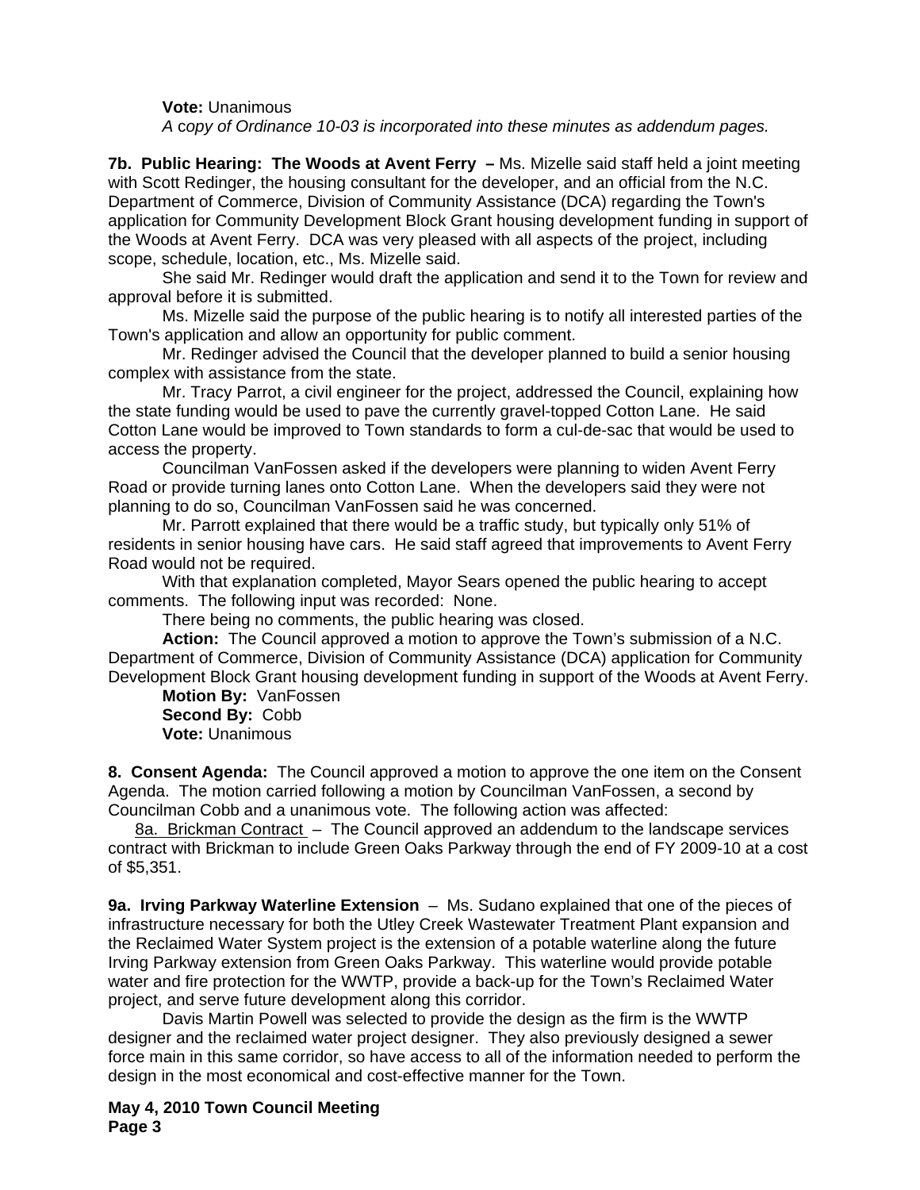**Vote:** Unanimous

*A copy of Ordinance 10-03 is incorporated into these minutes as addendum pages.*

**7b. Public Hearing: The Woods at Avent Ferry –** Ms. Mizelle said staff held a joint meeting with Scott Redinger, the housing consultant for the developer, and an official from the N.C. Department of Commerce, Division of Community Assistance (DCA) regarding the Town's application for Community Development Block Grant housing development funding in support of the Woods at Avent Ferry. DCA was very pleased with all aspects of the project, including scope, schedule, location, etc., Ms. Mizelle said.

She said Mr. Redinger would draft the application and send it to the Town for review and approval before it is submitted.

Ms. Mizelle said the purpose of the public hearing is to notify all interested parties of the Town's application and allow an opportunity for public comment.

Mr. Redinger advised the Council that the developer planned to build a senior housing complex with assistance from the state.

Mr. Tracy Parrot, a civil engineer for the project, addressed the Council, explaining how the state funding would be used to pave the currently gravel-topped Cotton Lane. He said Cotton Lane would be improved to Town standards to form a cul-de-sac that would be used to access the property.

Councilman VanFossen asked if the developers were planning to widen Avent Ferry Road or provide turning lanes onto Cotton Lane. When the developers said they were not planning to do so, Councilman VanFossen said he was concerned.

Mr. Parrott explained that there would be a traffic study, but typically only 51% of residents in senior housing have cars. He said staff agreed that improvements to Avent Ferry Road would not be required.

With that explanation completed, Mayor Sears opened the public hearing to accept comments. The following input was recorded: None.

There being no comments, the public hearing was closed.

**Action:** The Council approved a motion to approve the Town's submission of a N.C. Department of Commerce, Division of Community Assistance (DCA) application for Community Development Block Grant housing development funding in support of the Woods at Avent Ferry.

**Motion By:** VanFossen
**Second By:** Cobb
**Vote:** Unanimous

**8. Consent Agenda:** The Council approved a motion to approve the one item on the Consent Agenda. The motion carried following a motion by Councilman VanFossen, a second by Councilman Cobb and a unanimous vote. The following action was affected:

8a. Brickman Contract – The Council approved an addendum to the landscape services contract with Brickman to include Green Oaks Parkway through the end of FY 2009-10 at a cost of $5,351.

**9a. Irving Parkway Waterline Extension** – Ms. Sudano explained that one of the pieces of infrastructure necessary for both the Utley Creek Wastewater Treatment Plant expansion and the Reclaimed Water System project is the extension of a potable waterline along the future Irving Parkway extension from Green Oaks Parkway. This waterline would provide potable water and fire protection for the WWTP, provide a back-up for the Town's Reclaimed Water project, and serve future development along this corridor.

Davis Martin Powell was selected to provide the design as the firm is the WWTP designer and the reclaimed water project designer. They also previously designed a sewer force main in this same corridor, so have access to all of the information needed to perform the design in the most economical and cost-effective manner for the Town.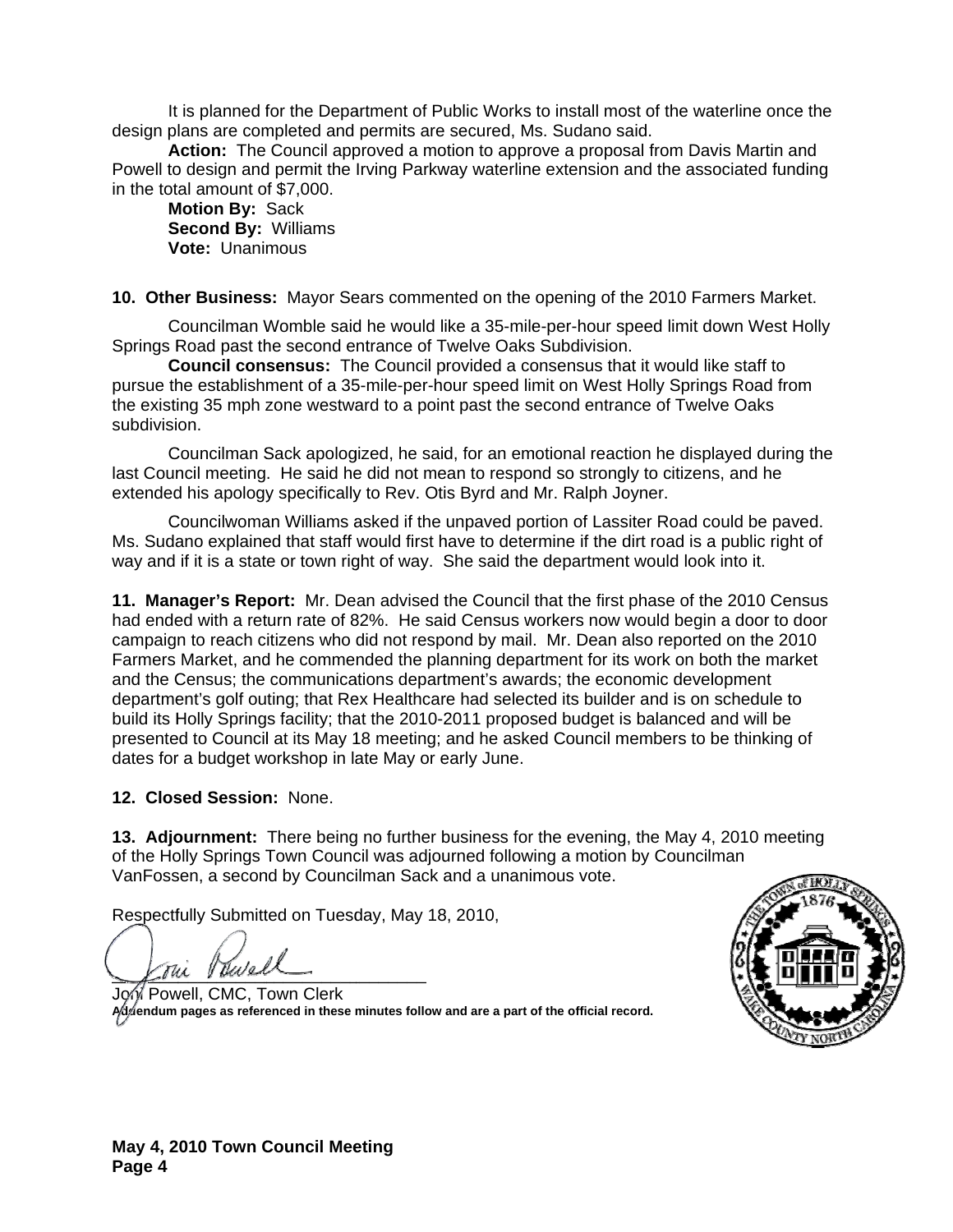It is planned for the Department of Public Works to install most of the waterline once the design plans are completed and permits are secured, Ms. Sudano said.

**Action:** The Council approved a motion to approve a proposal from Davis Martin and Powell to design and permit the Irving Parkway waterline extension and the associated funding in the total amount of $7,000.

**Motion By:** Sack
**Second By:** Williams
**Vote:** Unanimous

**10. Other Business:** Mayor Sears commented on the opening of the 2010 Farmers Market.

Councilman Womble said he would like a 35-mile-per-hour speed limit down West Holly Springs Road past the second entrance of Twelve Oaks Subdivision.

**Council consensus:** The Council provided a consensus that it would like staff to pursue the establishment of a 35-mile-per-hour speed limit on West Holly Springs Road from the existing 35 mph zone westward to a point past the second entrance of Twelve Oaks subdivision.

Councilman Sack apologized, he said, for an emotional reaction he displayed during the last Council meeting. He said he did not mean to respond so strongly to citizens, and he extended his apology specifically to Rev. Otis Byrd and Mr. Ralph Joyner.

Councilwoman Williams asked if the unpaved portion of Lassiter Road could be paved. Ms. Sudano explained that staff would first have to determine if the dirt road is a public right of way and if it is a state or town right of way. She said the department would look into it.

**11. Manager's Report:** Mr. Dean advised the Council that the first phase of the 2010 Census had ended with a return rate of 82%. He said Census workers now would begin a door to door campaign to reach citizens who did not respond by mail. Mr. Dean also reported on the 2010 Farmers Market, and he commended the planning department for its work on both the market and the Census; the communications department's awards; the economic development department's golf outing; that Rex Healthcare had selected its builder and is on schedule to build its Holly Springs facility; that the 2010-2011 proposed budget is balanced and will be presented to Council at its May 18 meeting; and he asked Council members to be thinking of dates for a budget workshop in late May or early June.

**12. Closed Session:** None.

**13. Adjournment:** There being no further business for the evening, the May 4, 2010 meeting of the Holly Springs Town Council was adjourned following a motion by Councilman VanFossen, a second by Councilman Sack and a unanimous vote.

Respectfully Submitted on Tuesday, May 18, 2010,

_______________________________

Joni Powell, CMC, Town Clerk

**Addendum pages as referenced in these minutes follow and are a part of the official record.**